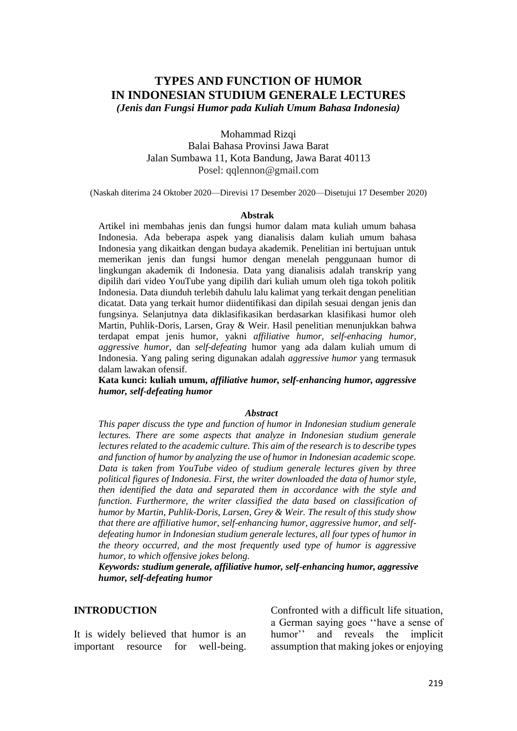# TYPES AND FUNCTION OF HUMOR IN INDONESIAN STUDIUM GENERALE LECTURES

***(Jenis dan Fungsi Humor pada Kuliah Umum Bahasa Indonesia)***

Mohammad Rizqi
Balai Bahasa Provinsi Jawa Barat
Jalan Sumbawa 11, Kota Bandung, Jawa Barat 40113
Posel: qqlennon@gmail.com

(Naskah diterima 24 Oktober 2020—Direvisi 17 Desember 2020—Disetujui 17 Desember 2020)

**Abstrak**

Artikel ini membahas jenis dan fungsi humor dalam mata kuliah umum bahasa Indonesia. Ada beberapa aspek yang dianalisis dalam kuliah umum bahasa Indonesia yang dikaitkan dengan budaya akademik. Penelitian ini bertujuan untuk memerikan jenis dan fungsi humor dengan menelah penggunaan humor di lingkungan akademik di Indonesia. Data yang dianalisis adalah transkrip yang dipilih dari video YouTube yang dipilih dari kuliah umum oleh tiga tokoh politik Indonesia. Data diunduh terlebih dahulu lalu kalimat yang terkait dengan penelitian dicatat. Data yang terkait humor diidentifikasi dan dipilah sesuai dengan jenis dan fungsinya. Selanjutnya data diklasifikasikan berdasarkan klasifikasi humor oleh Martin, Puhlik-Doris, Larsen, Gray & Weir. Hasil penelitian menunjukkan bahwa terdapat empat jenis humor, yakni *affiliative humor, self-enhacing humor, aggressive humor,* dan *self-defeating* humor yang ada dalam kuliah umum di Indonesia. Yang paling sering digunakan adalah *aggressive humor* yang termasuk dalam lawakan ofensif.

**Kata kunci: kuliah umum, *affiliative humor, self-enhancing humor, aggressive humor, self-defeating humor***

***Abstract***

*This paper discuss the type and function of humor in Indonesian studium generale lectures. There are some aspects that analyze in Indonesian studium generale lectures related to the academic culture. This aim of the research is to describe types and function of humor by analyzing the use of humor in Indonesian academic scope. Data is taken from YouTube video of studium generale lectures given by three political figures of Indonesia. First, the writer downloaded the data of humor style, then identified the data and separated them in accordance with the style and function. Furthermore, the writer classified the data based on classification of humor by Martin, Puhlik-Doris, Larsen, Grey & Weir. The result of this study show that there are affiliative humor, self-enhancing humor, aggressive humor, and self-defeating humor in Indonesian studium generale lectures, all four types of humor in the theory occurred, and the most frequently used type of humor is aggressive humor, to which offensive jokes belong.*

***Keywords: studium generale, affiliative humor, self-enhancing humor, aggressive humor, self-defeating humor***

## INTRODUCTION

It is widely believed that humor is an important resource for well-being. Confronted with a difficult life situation, a German saying goes ''have a sense of humor'' and reveals the implicit assumption that making jokes or enjoying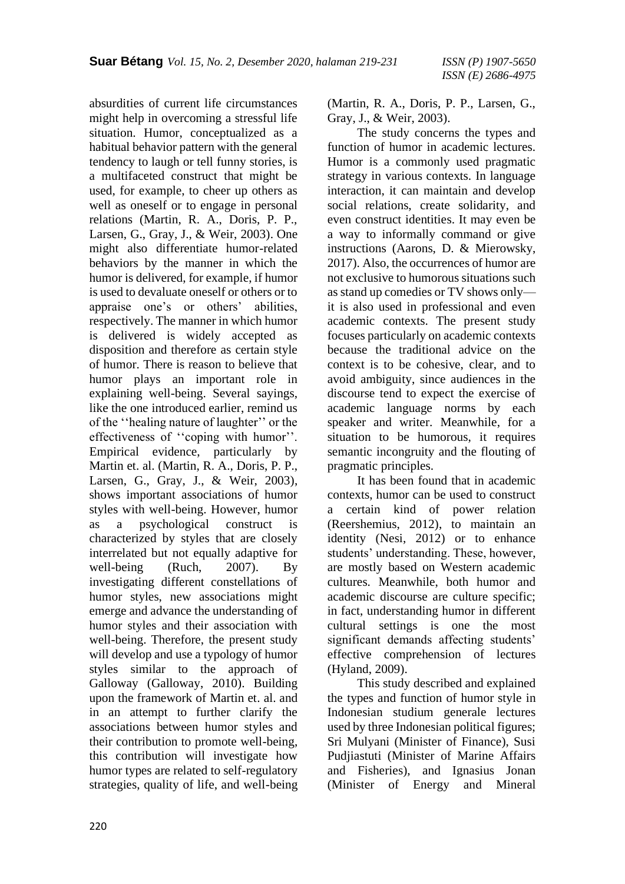absurdities of current life circumstances might help in overcoming a stressful life situation. Humor, conceptualized as a habitual behavior pattern with the general tendency to laugh or tell funny stories, is a multifaceted construct that might be used, for example, to cheer up others as well as oneself or to engage in personal relations (Martin, R. A., Doris, P. P., Larsen, G., Gray, J., & Weir, 2003). One might also differentiate humor-related behaviors by the manner in which the humor is delivered, for example, if humor is used to devaluate oneself or others or to appraise one's or others' abilities, respectively. The manner in which humor is delivered is widely accepted as disposition and therefore as certain style of humor. There is reason to believe that humor plays an important role in explaining well-being. Several sayings, like the one introduced earlier, remind us of the ''healing nature of laughter'' or the effectiveness of ''coping with humor''. Empirical evidence, particularly by Martin et. al. (Martin, R. A., Doris, P. P., Larsen, G., Gray, J., & Weir, 2003), shows important associations of humor styles with well-being. However, humor as a psychological construct is characterized by styles that are closely interrelated but not equally adaptive for well-being (Ruch, 2007). By investigating different constellations of humor styles, new associations might emerge and advance the understanding of humor styles and their association with well-being. Therefore, the present study will develop and use a typology of humor styles similar to the approach of Galloway (Galloway, 2010). Building upon the framework of Martin et. al. and in an attempt to further clarify the associations between humor styles and their contribution to promote well-being, this contribution will investigate how humor types are related to self-regulatory strategies, quality of life, and well-being (Martin, R. A., Doris, P. P., Larsen, G., Gray, J., & Weir, 2003).

The study concerns the types and function of humor in academic lectures. Humor is a commonly used pragmatic strategy in various contexts. In language interaction, it can maintain and develop social relations, create solidarity, and even construct identities. It may even be a way to informally command or give instructions (Aarons, D. & Mierowsky, 2017). Also, the occurrences of humor are not exclusive to humorous situations such as stand up comedies or TV shows only—it is also used in professional and even academic contexts. The present study focuses particularly on academic contexts because the traditional advice on the context is to be cohesive, clear, and to avoid ambiguity, since audiences in the discourse tend to expect the exercise of academic language norms by each speaker and writer. Meanwhile, for a situation to be humorous, it requires semantic incongruity and the flouting of pragmatic principles.

It has been found that in academic contexts, humor can be used to construct a certain kind of power relation (Reershemius, 2012), to maintain an identity (Nesi, 2012) or to enhance students' understanding. These, however, are mostly based on Western academic cultures. Meanwhile, both humor and academic discourse are culture specific; in fact, understanding humor in different cultural settings is one the most significant demands affecting students' effective comprehension of lectures (Hyland, 2009).

This study described and explained the types and function of humor style in Indonesian studium generale lectures used by three Indonesian political figures; Sri Mulyani (Minister of Finance), Susi Pudjiastuti (Minister of Marine Affairs and Fisheries), and Ignasius Jonan (Minister of Energy and Mineral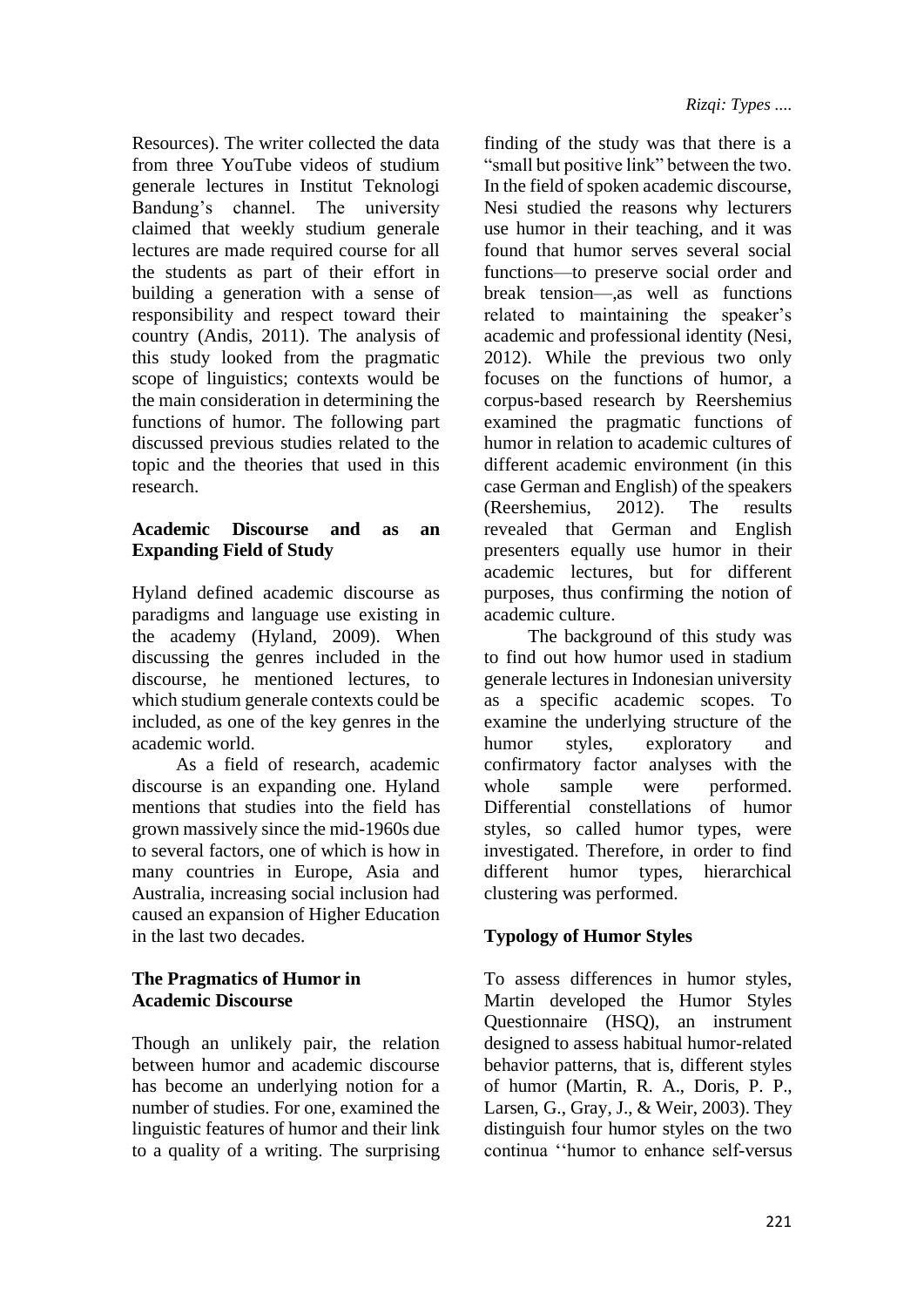Resources). The writer collected the data from three YouTube videos of studium generale lectures in Institut Teknologi Bandung's channel. The university claimed that weekly studium generale lectures are made required course for all the students as part of their effort in building a generation with a sense of responsibility and respect toward their country (Andis, 2011). The analysis of this study looked from the pragmatic scope of linguistics; contexts would be the main consideration in determining the functions of humor. The following part discussed previous studies related to the topic and the theories that used in this research.

**Academic Discourse and as an Expanding Field of Study**

Hyland defined academic discourse as paradigms and language use existing in the academy (Hyland, 2009). When discussing the genres included in the discourse, he mentioned lectures, to which studium generale contexts could be included, as one of the key genres in the academic world.

As a field of research, academic discourse is an expanding one. Hyland mentions that studies into the field has grown massively since the mid-1960s due to several factors, one of which is how in many countries in Europe, Asia and Australia, increasing social inclusion had caused an expansion of Higher Education in the last two decades.

**The Pragmatics of Humor in Academic Discourse**

Though an unlikely pair, the relation between humor and academic discourse has become an underlying notion for a number of studies. For one, examined the linguistic features of humor and their link to a quality of a writing. The surprising finding of the study was that there is a "small but positive link" between the two. In the field of spoken academic discourse, Nesi studied the reasons why lecturers use humor in their teaching, and it was found that humor serves several social functions—to preserve social order and break tension—,as well as functions related to maintaining the speaker's academic and professional identity (Nesi, 2012). While the previous two only focuses on the functions of humor, a corpus-based research by Reershemius examined the pragmatic functions of humor in relation to academic cultures of different academic environment (in this case German and English) of the speakers (Reershemius, 2012). The results revealed that German and English presenters equally use humor in their academic lectures, but for different purposes, thus confirming the notion of academic culture.

The background of this study was to find out how humor used in stadium generale lectures in Indonesian university as a specific academic scopes. To examine the underlying structure of the humor styles, exploratory and confirmatory factor analyses with the whole sample were performed. Differential constellations of humor styles, so called humor types, were investigated. Therefore, in order to find different humor types, hierarchical clustering was performed.

**Typology of Humor Styles**

To assess differences in humor styles, Martin developed the Humor Styles Questionnaire (HSQ), an instrument designed to assess habitual humor-related behavior patterns, that is, different styles of humor (Martin, R. A., Doris, P. P., Larsen, G., Gray, J., & Weir, 2003). They distinguish four humor styles on the two continua ''humor to enhance self-versus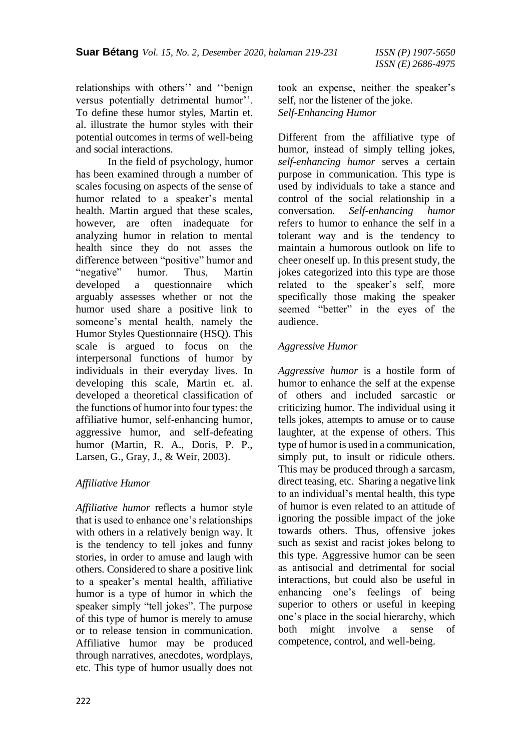relationships with others'' and ''benign versus potentially detrimental humor''. To define these humor styles, Martin et. al. illustrate the humor styles with their potential outcomes in terms of well-being and social interactions.

In the field of psychology, humor has been examined through a number of scales focusing on aspects of the sense of humor related to a speaker's mental health. Martin argued that these scales, however, are often inadequate for analyzing humor in relation to mental health since they do not asses the difference between "positive" humor and "negative" humor. Thus, Martin developed a questionnaire which arguably assesses whether or not the humor used share a positive link to someone's mental health, namely the Humor Styles Questionnaire (HSQ). This scale is argued to focus on the interpersonal functions of humor by individuals in their everyday lives. In developing this scale, Martin et. al. developed a theoretical classification of the functions of humor into four types: the affiliative humor, self-enhancing humor, aggressive humor, and self-defeating humor (Martin, R. A., Doris, P. P., Larsen, G., Gray, J., & Weir, 2003).

*Affiliative Humor*

*Affiliative humor* reflects a humor style that is used to enhance one's relationships with others in a relatively benign way. It is the tendency to tell jokes and funny stories, in order to amuse and laugh with others. Considered to share a positive link to a speaker's mental health, affiliative humor is a type of humor in which the speaker simply "tell jokes". The purpose of this type of humor is merely to amuse or to release tension in communication. Affiliative humor may be produced through narratives, anecdotes, wordplays, etc. This type of humor usually does not took an expense, neither the speaker's self, nor the listener of the joke.

*Self-Enhancing Humor*

Different from the affiliative type of humor, instead of simply telling jokes, *self-enhancing humor* serves a certain purpose in communication. This type is used by individuals to take a stance and control of the social relationship in a conversation. *Self-enhancing humor* refers to humor to enhance the self in a tolerant way and is the tendency to maintain a humorous outlook on life to cheer oneself up. In this present study, the jokes categorized into this type are those related to the speaker's self, more specifically those making the speaker seemed "better" in the eyes of the audience.

*Aggressive Humor*

*Aggressive humor* is a hostile form of humor to enhance the self at the expense of others and included sarcastic or criticizing humor. The individual using it tells jokes, attempts to amuse or to cause laughter, at the expense of others. This type of humor is used in a communication, simply put, to insult or ridicule others. This may be produced through a sarcasm, direct teasing, etc. Sharing a negative link to an individual's mental health, this type of humor is even related to an attitude of ignoring the possible impact of the joke towards others. Thus, offensive jokes such as sexist and racist jokes belong to this type. Aggressive humor can be seen as antisocial and detrimental for social interactions, but could also be useful in enhancing one's feelings of being superior to others or useful in keeping one's place in the social hierarchy, which both might involve a sense of competence, control, and well-being.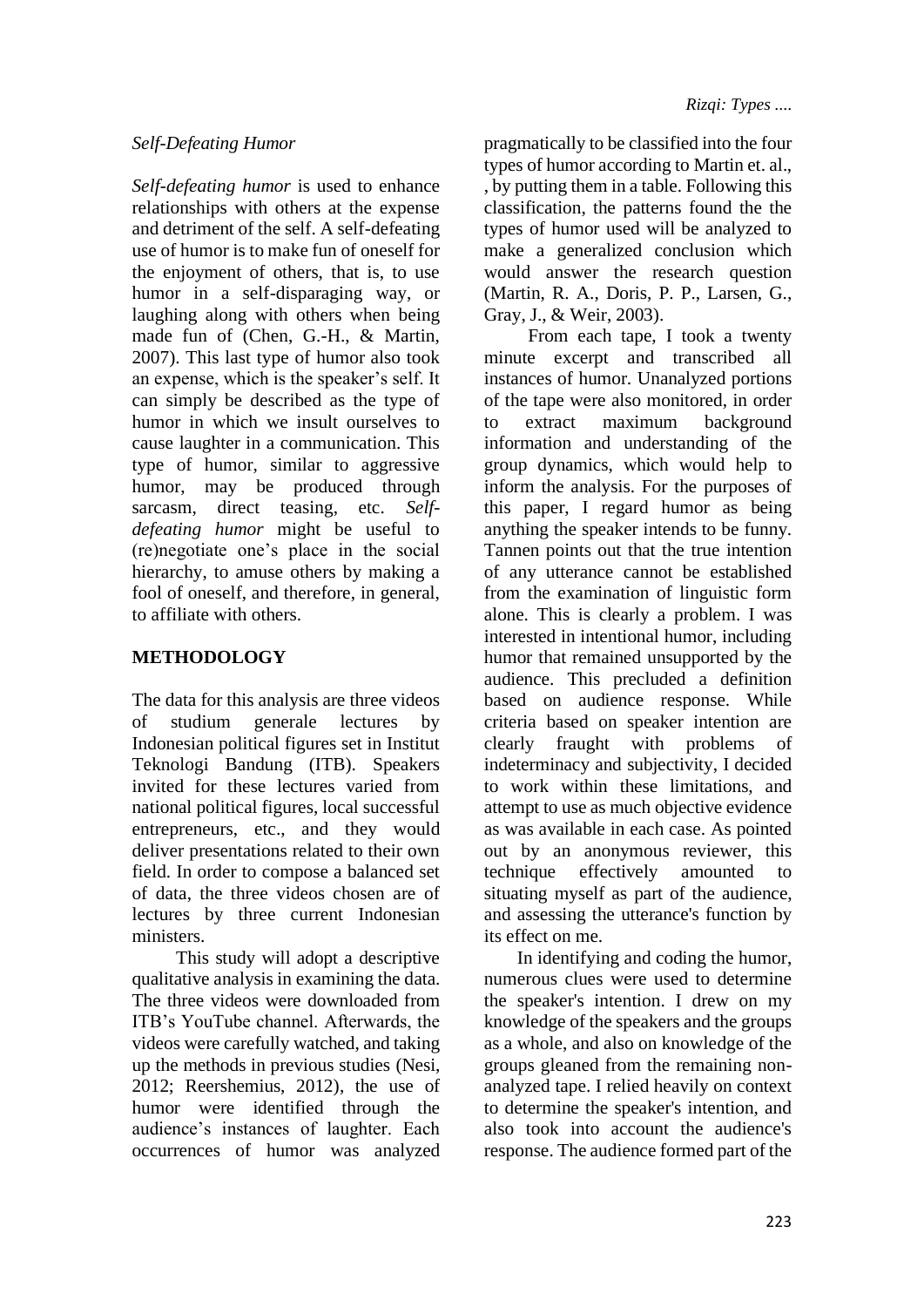*Self-Defeating Humor*

*Self-defeating humor* is used to enhance relationships with others at the expense and detriment of the self. A self-defeating use of humor is to make fun of oneself for the enjoyment of others, that is, to use humor in a self-disparaging way, or laughing along with others when being made fun of (Chen, G.-H., & Martin, 2007). This last type of humor also took an expense, which is the speaker's self. It can simply be described as the type of humor in which we insult ourselves to cause laughter in a communication. This type of humor, similar to aggressive humor, may be produced through sarcasm, direct teasing, etc. *Self-defeating humor* might be useful to (re)negotiate one's place in the social hierarchy, to amuse others by making a fool of oneself, and therefore, in general, to affiliate with others.

## METHODOLOGY

The data for this analysis are three videos of studium generale lectures by Indonesian political figures set in Institut Teknologi Bandung (ITB). Speakers invited for these lectures varied from national political figures, local successful entrepreneurs, etc., and they would deliver presentations related to their own field. In order to compose a balanced set of data, the three videos chosen are of lectures by three current Indonesian ministers.

This study will adopt a descriptive qualitative analysis in examining the data. The three videos were downloaded from ITB's YouTube channel. Afterwards, the videos were carefully watched, and taking up the methods in previous studies (Nesi, 2012; Reershemius, 2012), the use of humor were identified through the audience's instances of laughter. Each occurrences of humor was analyzed pragmatically to be classified into the four types of humor according to Martin et. al., , by putting them in a table. Following this classification, the patterns found the the types of humor used will be analyzed to make a generalized conclusion which would answer the research question (Martin, R. A., Doris, P. P., Larsen, G., Gray, J., & Weir, 2003).

From each tape, I took a twenty minute excerpt and transcribed all instances of humor. Unanalyzed portions of the tape were also monitored, in order to extract maximum background information and understanding of the group dynamics, which would help to inform the analysis. For the purposes of this paper, I regard humor as being anything the speaker intends to be funny. Tannen points out that the true intention of any utterance cannot be established from the examination of linguistic form alone. This is clearly a problem. I was interested in intentional humor, including humor that remained unsupported by the audience. This precluded a definition based on audience response. While criteria based on speaker intention are clearly fraught with problems of indeterminacy and subjectivity, I decided to work within these limitations, and attempt to use as much objective evidence as was available in each case. As pointed out by an anonymous reviewer, this technique effectively amounted to situating myself as part of the audience, and assessing the utterance's function by its effect on me.

In identifying and coding the humor, numerous clues were used to determine the speaker's intention. I drew on my knowledge of the speakers and the groups as a whole, and also on knowledge of the groups gleaned from the remaining non-analyzed tape. I relied heavily on context to determine the speaker's intention, and also took into account the audience's response. The audience formed part of the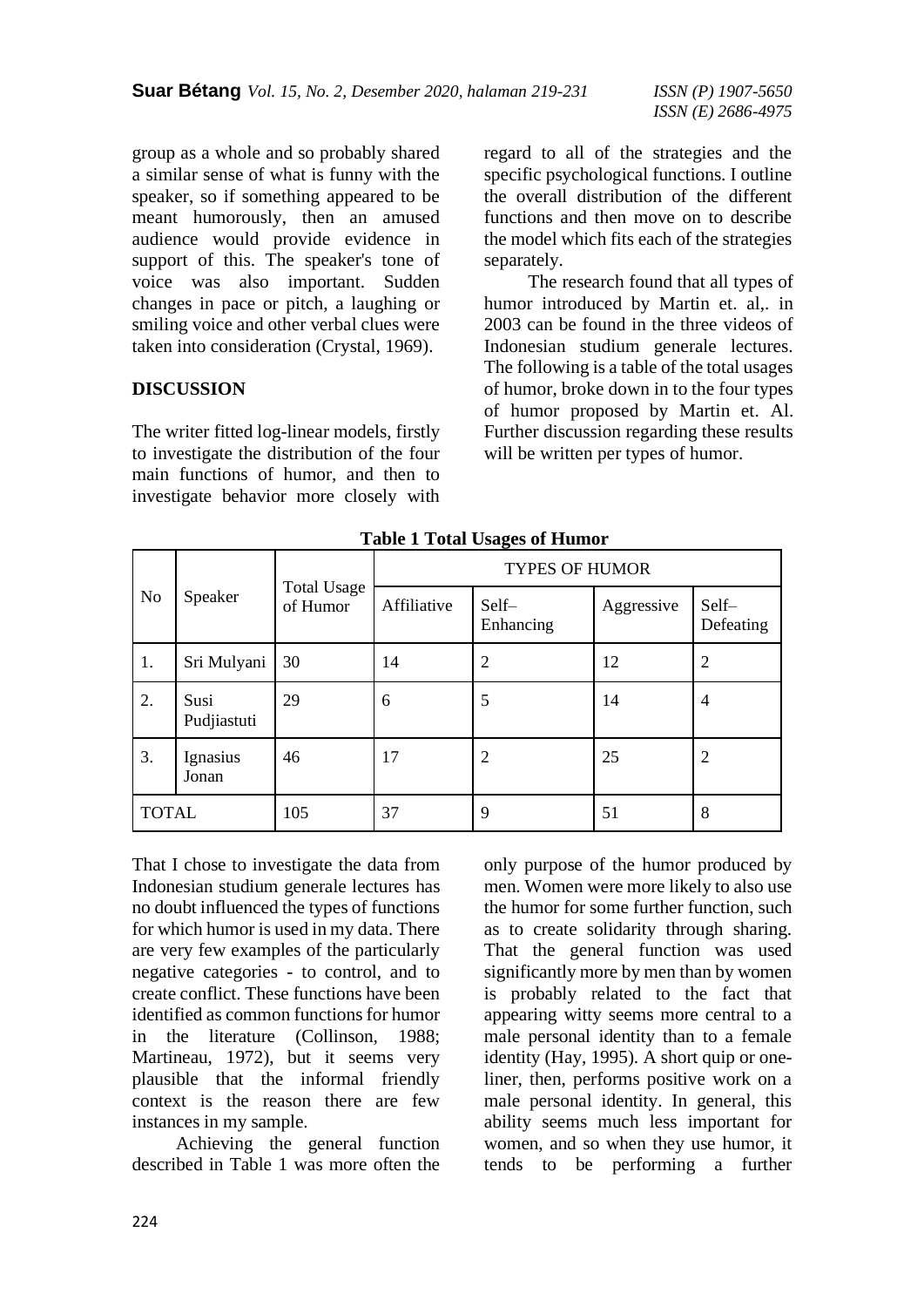group as a whole and so probably shared a similar sense of what is funny with the speaker, so if something appeared to be meant humorously, then an amused audience would provide evidence in support of this. The speaker's tone of voice was also important. Sudden changes in pace or pitch, a laughing or smiling voice and other verbal clues were taken into consideration (Crystal, 1969).

## DISCUSSION

The writer fitted log-linear models, firstly to investigate the distribution of the four main functions of humor, and then to investigate behavior more closely with regard to all of the strategies and the specific psychological functions. I outline the overall distribution of the different functions and then move on to describe the model which fits each of the strategies separately.

The research found that all types of humor introduced by Martin et. al,. in 2003 can be found in the three videos of Indonesian studium generale lectures. The following is a table of the total usages of humor, broke down in to the four types of humor proposed by Martin et. Al. Further discussion regarding these results will be written per types of humor.

**Table 1 Total Usages of Humor**

| No | Speaker | Total Usage of Humor | TYPES OF HUMOR | | | |
|---|---|---|---|---|---|---|
| | | | Affiliative | Self–Enhancing | Aggressive | Self–Defeating |
| 1. | Sri Mulyani | 30 | 14 | 2 | 12 | 2 |
| 2. | Susi Pudjiastuti | 29 | 6 | 5 | 14 | 4 |
| 3. | Ignasius Jonan | 46 | 17 | 2 | 25 | 2 |
| TOTAL | | 105 | 37 | 9 | 51 | 8 |

That I chose to investigate the data from Indonesian studium generale lectures has no doubt influenced the types of functions for which humor is used in my data. There are very few examples of the particularly negative categories - to control, and to create conflict. These functions have been identified as common functions for humor in the literature (Collinson, 1988; Martineau, 1972), but it seems very plausible that the informal friendly context is the reason there are few instances in my sample.

Achieving the general function described in Table 1 was more often the only purpose of the humor produced by men. Women were more likely to also use the humor for some further function, such as to create solidarity through sharing. That the general function was used significantly more by men than by women is probably related to the fact that appearing witty seems more central to a male personal identity than to a female identity (Hay, 1995). A short quip or one-liner, then, performs positive work on a male personal identity. In general, this ability seems much less important for women, and so when they use humor, it tends to be performing a further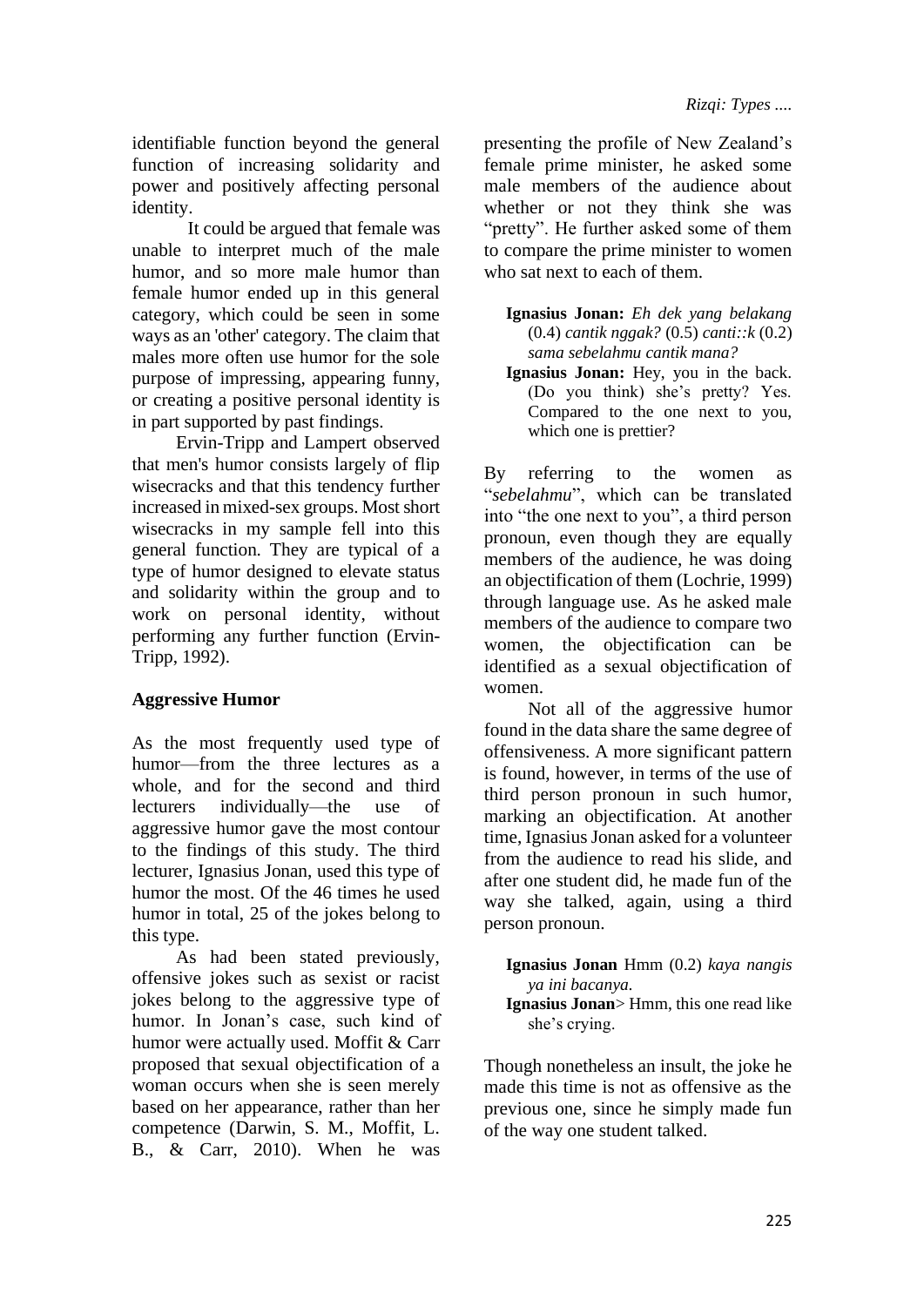identifiable function beyond the general function of increasing solidarity and power and positively affecting personal identity.

It could be argued that female was unable to interpret much of the male humor, and so more male humor than female humor ended up in this general category, which could be seen in some ways as an 'other' category. The claim that males more often use humor for the sole purpose of impressing, appearing funny, or creating a positive personal identity is in part supported by past findings.

Ervin-Tripp and Lampert observed that men's humor consists largely of flip wisecracks and that this tendency further increased in mixed-sex groups. Most short wisecracks in my sample fell into this general function. They are typical of a type of humor designed to elevate status and solidarity within the group and to work on personal identity, without performing any further function (Ervin-Tripp, 1992).

### Aggressive Humor

As the most frequently used type of humor—from the three lectures as a whole, and for the second and third lecturers individually—the use of aggressive humor gave the most contour to the findings of this study. The third lecturer, Ignasius Jonan, used this type of humor the most. Of the 46 times he used humor in total, 25 of the jokes belong to this type.

As had been stated previously, offensive jokes such as sexist or racist jokes belong to the aggressive type of humor. In Jonan's case, such kind of humor were actually used. Moffit & Carr proposed that sexual objectification of a woman occurs when she is seen merely based on her appearance, rather than her competence (Darwin, S. M., Moffit, L. B., & Carr, 2010). When he was presenting the profile of New Zealand's female prime minister, he asked some male members of the audience about whether or not they think she was "pretty". He further asked some of them to compare the prime minister to women who sat next to each of them.

> **Ignasius Jonan:** *Eh dek yang belakang* (0.4) *cantik nggak?* (0.5) *canti::k* (0.2) *sama sebelahmu cantik mana?*
>
> **Ignasius Jonan:** Hey, you in the back. (Do you think) she's pretty? Yes. Compared to the one next to you, which one is prettier?

By referring to the women as "*sebelahmu*", which can be translated into "the one next to you", a third person pronoun, even though they are equally members of the audience, he was doing an objectification of them (Lochrie, 1999) through language use. As he asked male members of the audience to compare two women, the objectification can be identified as a sexual objectification of women.

Not all of the aggressive humor found in the data share the same degree of offensiveness. A more significant pattern is found, however, in terms of the use of third person pronoun in such humor, marking an objectification. At another time, Ignasius Jonan asked for a volunteer from the audience to read his slide, and after one student did, he made fun of the way she talked, again, using a third person pronoun.

> **Ignasius Jonan** Hmm (0.2) *kaya nangis ya ini bacanya.*
>
> **Ignasius Jonan**> Hmm, this one read like she's crying.

Though nonetheless an insult, the joke he made this time is not as offensive as the previous one, since he simply made fun of the way one student talked.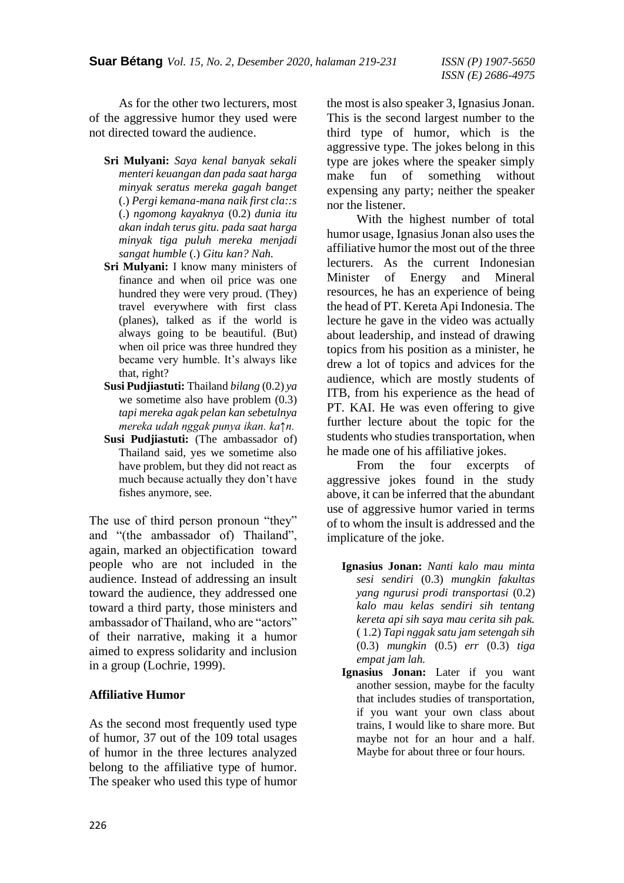As for the other two lecturers, most of the aggressive humor they used were not directed toward the audience.

> **Sri Mulyani:** *Saya kenal banyak sekali menteri keuangan dan pada saat harga minyak seratus mereka gagah banget* (.) *Pergi kemana-mana naik first cla::s* (.) *ngomong kayaknya* (0.2) *dunia itu akan indah terus gitu. pada saat harga minyak tiga puluh mereka menjadi sangat humble* (.) *Gitu kan? Nah.*
>
> **Sri Mulyani:** I know many ministers of finance and when oil price was one hundred they were very proud. (They) travel everywhere with first class (planes), talked as if the world is always going to be beautiful. (But) when oil price was three hundred they became very humble. It's always like that, right?
>
> **Susi Pudjiastuti:** Thailand *bilang* (0.2) *ya* we sometime also have problem (0.3) *tapi mereka agak pelan kan sebetulnya mereka udah nggak punya ikan. ka↑n.*
>
> **Susi Pudjiastuti:** (The ambassador of) Thailand said, yes we sometime also have problem, but they did not react as much because actually they don't have fishes anymore, see.

The use of third person pronoun "they" and "(the ambassador of) Thailand", again, marked an objectification toward people who are not included in the audience. Instead of addressing an insult toward the audience, they addressed one toward a third party, those ministers and ambassador of Thailand, who are "actors" of their narrative, making it a humor aimed to express solidarity and inclusion in a group (Lochrie, 1999).

### Affiliative Humor

As the second most frequently used type of humor, 37 out of the 109 total usages of humor in the three lectures analyzed belong to the affiliative type of humor. The speaker who used this type of humor the most is also speaker 3, Ignasius Jonan. This is the second largest number to the third type of humor, which is the aggressive type. The jokes belong in this type are jokes where the speaker simply make fun of something without expensing any party; neither the speaker nor the listener.

With the highest number of total humor usage, Ignasius Jonan also uses the affiliative humor the most out of the three lecturers. As the current Indonesian Minister of Energy and Mineral resources, he has an experience of being the head of PT. Kereta Api Indonesia. The lecture he gave in the video was actually about leadership, and instead of drawing topics from his position as a minister, he drew a lot of topics and advices for the audience, which are mostly students of ITB, from his experience as the head of PT. KAI. He was even offering to give further lecture about the topic for the students who studies transportation, when he made one of his affiliative jokes.

From the four excerpts of aggressive jokes found in the study above, it can be inferred that the abundant use of aggressive humor varied in terms of to whom the insult is addressed and the implicature of the joke.

> **Ignasius Jonan:** *Nanti kalo mau minta sesi sendiri* (0.3) *mungkin fakultas yang ngurusi prodi transportasi* (0.2) *kalo mau kelas sendiri sih tentang kereta api sih saya mau cerita sih pak.* ( 1.2) *Tapi nggak satu jam setengah sih* (0.3) *mungkin* (0.5) *err* (0.3) *tiga empat jam lah.*
>
> **Ignasius Jonan:** Later if you want another session, maybe for the faculty that includes studies of transportation, if you want your own class about trains, I would like to share more. But maybe not for an hour and a half. Maybe for about three or four hours.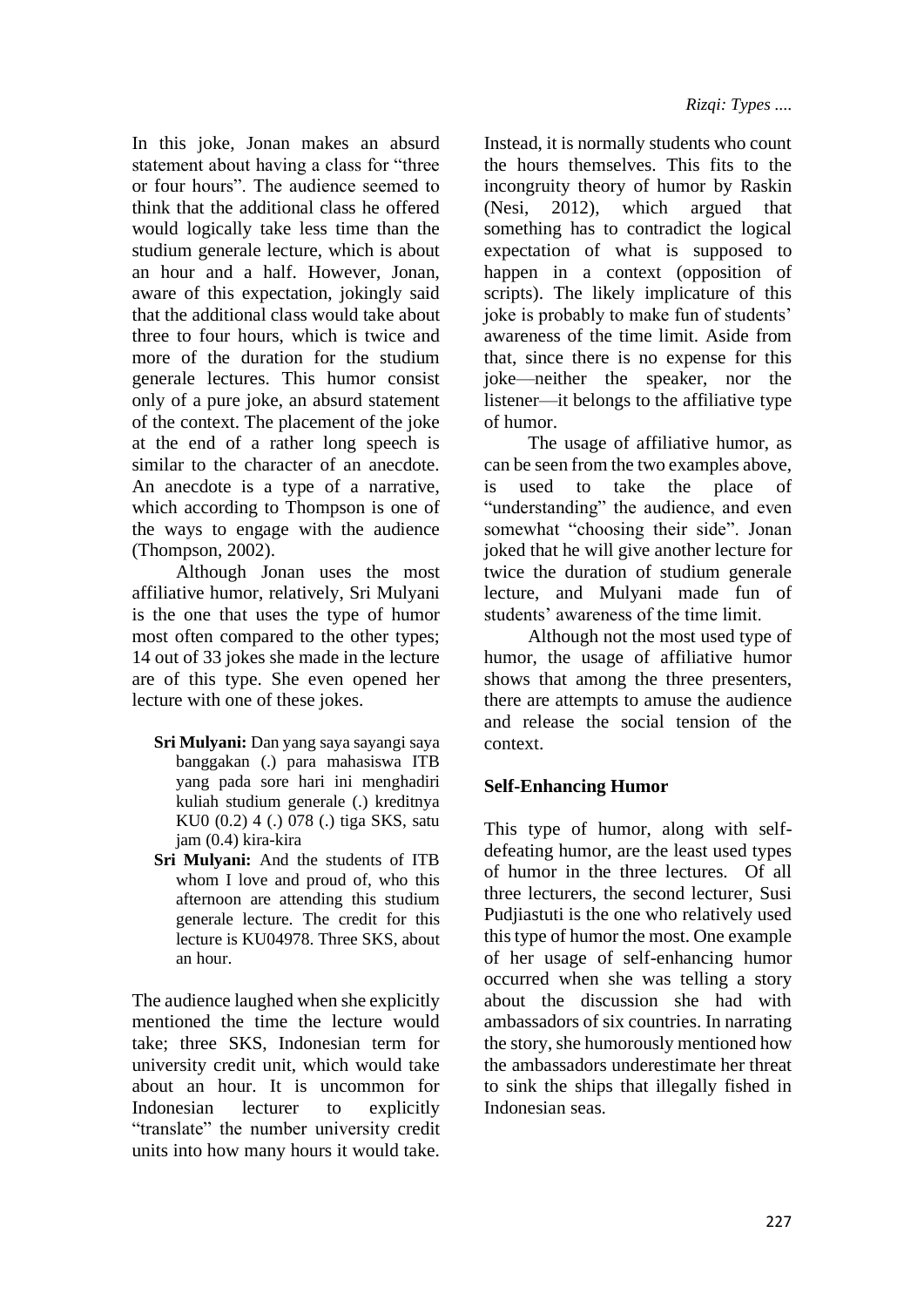In this joke, Jonan makes an absurd statement about having a class for "three or four hours". The audience seemed to think that the additional class he offered would logically take less time than the studium generale lecture, which is about an hour and a half. However, Jonan, aware of this expectation, jokingly said that the additional class would take about three to four hours, which is twice and more of the duration for the studium generale lectures. This humor consist only of a pure joke, an absurd statement of the context. The placement of the joke at the end of a rather long speech is similar to the character of an anecdote. An anecdote is a type of a narrative, which according to Thompson is one of the ways to engage with the audience (Thompson, 2002).

Although Jonan uses the most affiliative humor, relatively, Sri Mulyani is the one that uses the type of humor most often compared to the other types; 14 out of 33 jokes she made in the lecture are of this type. She even opened her lecture with one of these jokes.

> **Sri Mulyani:** Dan yang saya sayangi saya banggakan (.) para mahasiswa ITB yang pada sore hari ini menghadiri kuliah studium generale (.) kreditnya KU0 (0.2) 4 (.) 078 (.) tiga SKS, satu jam (0.4) kira-kira
>
> **Sri Mulyani:** And the students of ITB whom I love and proud of, who this afternoon are attending this studium generale lecture. The credit for this lecture is KU04978. Three SKS, about an hour.

The audience laughed when she explicitly mentioned the time the lecture would take; three SKS, Indonesian term for university credit unit, which would take about an hour. It is uncommon for Indonesian lecturer to explicitly "translate" the number university credit units into how many hours it would take. Instead, it is normally students who count the hours themselves. This fits to the incongruity theory of humor by Raskin (Nesi, 2012), which argued that something has to contradict the logical expectation of what is supposed to happen in a context (opposition of scripts). The likely implicature of this joke is probably to make fun of students' awareness of the time limit. Aside from that, since there is no expense for this joke—neither the speaker, nor the listener—it belongs to the affiliative type of humor.

The usage of affiliative humor, as can be seen from the two examples above, is used to take the place of "understanding" the audience, and even somewhat "choosing their side". Jonan joked that he will give another lecture for twice the duration of studium generale lecture, and Mulyani made fun of students' awareness of the time limit.

Although not the most used type of humor, the usage of affiliative humor shows that among the three presenters, there are attempts to amuse the audience and release the social tension of the context.

### Self-Enhancing Humor

This type of humor, along with self-defeating humor, are the least used types of humor in the three lectures. Of all three lecturers, the second lecturer, Susi Pudjiastuti is the one who relatively used this type of humor the most. One example of her usage of self-enhancing humor occurred when she was telling a story about the discussion she had with ambassadors of six countries. In narrating the story, she humorously mentioned how the ambassadors underestimate her threat to sink the ships that illegally fished in Indonesian seas.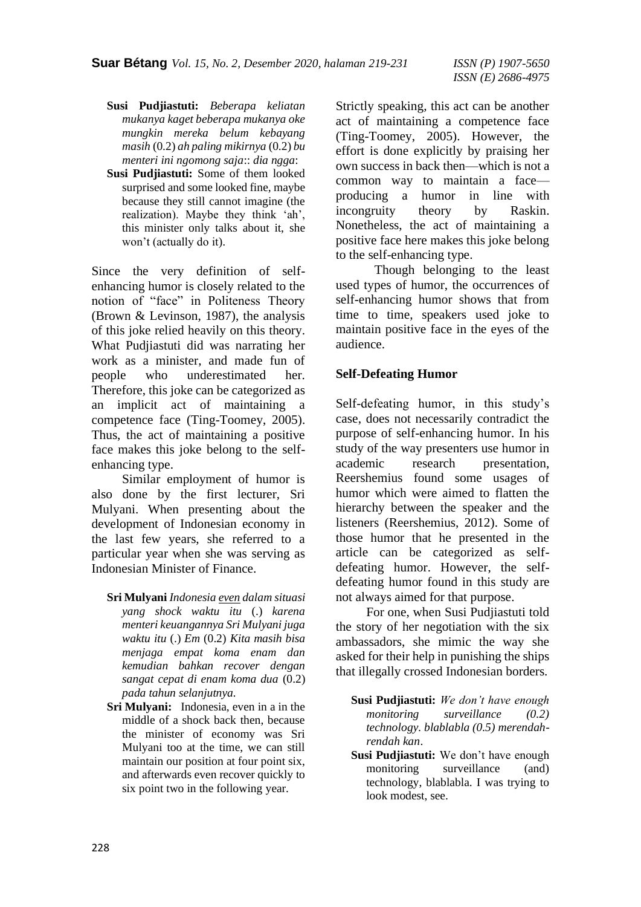**Susi Pudjiastuti:** *Beberapa keliatan mukanya kaget beberapa mukanya oke mungkin mereka belum kebayang masih* (0.2) *ah paling mikirnya* (0.2) *bu menteri ini ngomong saja*:: *dia ngga*:

**Susi Pudjiastuti:** Some of them looked surprised and some looked fine, maybe because they still cannot imagine (the realization). Maybe they think 'ah', this minister only talks about it, she won't (actually do it).

Since the very definition of self-enhancing humor is closely related to the notion of "face" in Politeness Theory (Brown & Levinson, 1987), the analysis of this joke relied heavily on this theory. What Pudjiastuti did was narrating her work as a minister, and made fun of people who underestimated her. Therefore, this joke can be categorized as an implicit act of maintaining a competence face (Ting-Toomey, 2005). Thus, the act of maintaining a positive face makes this joke belong to the self-enhancing type.

Similar employment of humor is also done by the first lecturer, Sri Mulyani. When presenting about the development of Indonesian economy in the last few years, she referred to a particular year when she was serving as Indonesian Minister of Finance.

**Sri Mulyani** *Indonesia <u>even</u> dalam situasi yang shock waktu itu* (.) *karena menteri keuangannya Sri Mulyani juga waktu itu* (.) *Em* (0.2) *Kita masih bisa menjaga empat koma enam dan kemudian bahkan recover dengan sangat cepat di enam koma dua* (0.2) *pada tahun selanjutnya.*

**Sri Mulyani:** Indonesia, even in a in the middle of a shock back then, because the minister of economy was Sri Mulyani too at the time, we can still maintain our position at four point six, and afterwards even recover quickly to six point two in the following year.

Strictly speaking, this act can be another act of maintaining a competence face (Ting-Toomey, 2005). However, the effort is done explicitly by praising her own success in back then—which is not a common way to maintain a face—producing a humor in line with incongruity theory by Raskin. Nonetheless, the act of maintaining a positive face here makes this joke belong to the self-enhancing type.

Though belonging to the least used types of humor, the occurrences of self-enhancing humor shows that from time to time, speakers used joke to maintain positive face in the eyes of the audience.

## Self-Defeating Humor

Self-defeating humor, in this study's case, does not necessarily contradict the purpose of self-enhancing humor. In his study of the way presenters use humor in academic research presentation, Reershemius found some usages of humor which were aimed to flatten the hierarchy between the speaker and the listeners (Reershemius, 2012). Some of those humor that he presented in the article can be categorized as self-defeating humor. However, the self-defeating humor found in this study are not always aimed for that purpose.

For one, when Susi Pudjiastuti told the story of her negotiation with the six ambassadors, she mimic the way she asked for their help in punishing the ships that illegally crossed Indonesian borders.

**Susi Pudjiastuti:** *We don't have enough monitoring surveillance (0.2) technology. blablabla (0.5) merendah-rendah kan*.

**Susi Pudjiastuti:** We don't have enough monitoring surveillance (and) technology, blablabla. I was trying to look modest, see.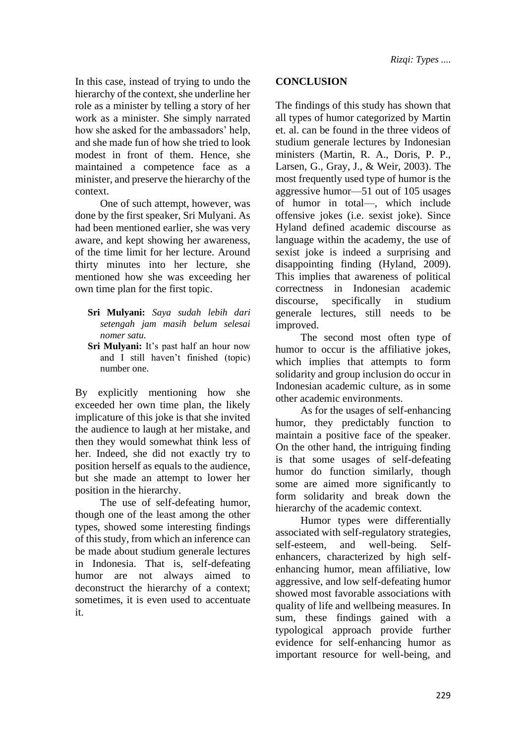In this case, instead of trying to undo the hierarchy of the context, she underline her role as a minister by telling a story of her work as a minister. She simply narrated how she asked for the ambassadors' help, and she made fun of how she tried to look modest in front of them. Hence, she maintained a competence face as a minister, and preserve the hierarchy of the context.

One of such attempt, however, was done by the first speaker, Sri Mulyani. As had been mentioned earlier, she was very aware, and kept showing her awareness, of the time limit for her lecture. Around thirty minutes into her lecture, she mentioned how she was exceeding her own time plan for the first topic.

> **Sri Mulyani:** *Saya sudah lebih dari setengah jam masih belum selesai nomer satu.*
>
> **Sri Mulyani:** It's past half an hour now and I still haven't finished (topic) number one.

By explicitly mentioning how she exceeded her own time plan, the likely implicature of this joke is that she invited the audience to laugh at her mistake, and then they would somewhat think less of her. Indeed, she did not exactly try to position herself as equals to the audience, but she made an attempt to lower her position in the hierarchy.

The use of self-defeating humor, though one of the least among the other types, showed some interesting findings of this study, from which an inference can be made about studium generale lectures in Indonesia. That is, self-defeating humor are not always aimed to deconstruct the hierarchy of a context; sometimes, it is even used to accentuate it.

## CONCLUSION

The findings of this study has shown that all types of humor categorized by Martin et. al. can be found in the three videos of studium generale lectures by Indonesian ministers (Martin, R. A., Doris, P. P., Larsen, G., Gray, J., & Weir, 2003). The most frequently used type of humor is the aggressive humor—51 out of 105 usages of humor in total—, which include offensive jokes (i.e. sexist joke). Since Hyland defined academic discourse as language within the academy, the use of sexist joke is indeed a surprising and disappointing finding (Hyland, 2009). This implies that awareness of political correctness in Indonesian academic discourse, specifically in studium generale lectures, still needs to be improved.

The second most often type of humor to occur is the affiliative jokes, which implies that attempts to form solidarity and group inclusion do occur in Indonesian academic culture, as in some other academic environments.

As for the usages of self-enhancing humor, they predictably function to maintain a positive face of the speaker. On the other hand, the intriguing finding is that some usages of self-defeating humor do function similarly, though some are aimed more significantly to form solidarity and break down the hierarchy of the academic context.

Humor types were differentially associated with self-regulatory strategies, self-esteem, and well-being. Self-enhancers, characterized by high self-enhancing humor, mean affiliative, low aggressive, and low self-defeating humor showed most favorable associations with quality of life and wellbeing measures. In sum, these findings gained with a typological approach provide further evidence for self-enhancing humor as important resource for well-being, and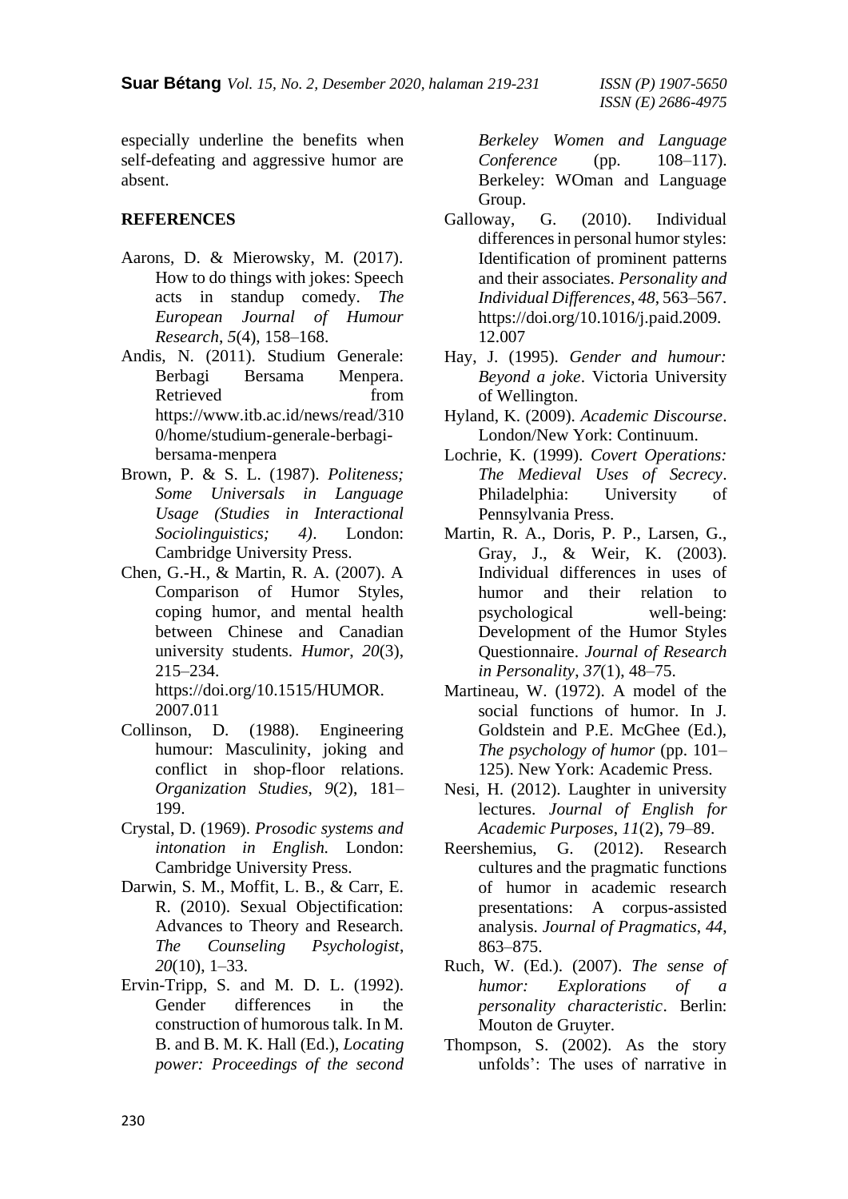especially underline the benefits when self-defeating and aggressive humor are absent.

## REFERENCES

- Aarons, D. & Mierowsky, M. (2017). How to do things with jokes: Speech acts in standup comedy. *The European Journal of Humour Research*, *5*(4), 158–168.
- Andis, N. (2011). Studium Generale: Berbagi Bersama Menpera. Retrieved from https://www.itb.ac.id/news/read/3100/home/studium-generale-berbagi-bersama-menpera
- Brown, P. & S. L. (1987). *Politeness; Some Universals in Language Usage (Studies in Interactional Sociolinguistics; 4)*. London: Cambridge University Press.
- Chen, G.-H., & Martin, R. A. (2007). A Comparison of Humor Styles, coping humor, and mental health between Chinese and Canadian university students. *Humor*, *20*(3), 215–234. https://doi.org/10.1515/HUMOR.2007.011
- Collinson, D. (1988). Engineering humour: Masculinity, joking and conflict in shop-floor relations. *Organization Studies*, *9*(2), 181–199.
- Crystal, D. (1969). *Prosodic systems and intonation in English.* London: Cambridge University Press.
- Darwin, S. M., Moffit, L. B., & Carr, E. R. (2010). Sexual Objectification: Advances to Theory and Research. *The Counseling Psychologist*, *20*(10), 1–33.
- Ervin-Tripp, S. and M. D. L. (1992). Gender differences in the construction of humorous talk. In M. B. and B. M. K. Hall (Ed.), *Locating power: Proceedings of the second Berkeley Women and Language Conference* (pp. 108–117). Berkeley: WOman and Language Group.
- Galloway, G. (2010). Individual differences in personal humor styles: Identification of prominent patterns and their associates. *Personality and Individual Differences*, *48*, 563–567. https://doi.org/10.1016/j.paid.2009.12.007
- Hay, J. (1995). *Gender and humour: Beyond a joke*. Victoria University of Wellington.
- Hyland, K. (2009). *Academic Discourse*. London/New York: Continuum.
- Lochrie, K. (1999). *Covert Operations: The Medieval Uses of Secrecy*. Philadelphia: University of Pennsylvania Press.
- Martin, R. A., Doris, P. P., Larsen, G., Gray, J., & Weir, K. (2003). Individual differences in uses of humor and their relation to psychological well-being: Development of the Humor Styles Questionnaire. *Journal of Research in Personality*, *37*(1), 48–75.
- Martineau, W. (1972). A model of the social functions of humor. In J. Goldstein and P.E. McGhee (Ed.), *The psychology of humor* (pp. 101–125). New York: Academic Press.
- Nesi, H. (2012). Laughter in university lectures. *Journal of English for Academic Purposes*, *11*(2), 79–89.
- Reershemius, G. (2012). Research cultures and the pragmatic functions of humor in academic research presentations: A corpus-assisted analysis. *Journal of Pragmatics*, *44*, 863–875.
- Ruch, W. (Ed.). (2007). *The sense of humor: Explorations of a personality characteristic*. Berlin: Mouton de Gruyter.
- Thompson, S. (2002). As the story unfolds': The uses of narrative in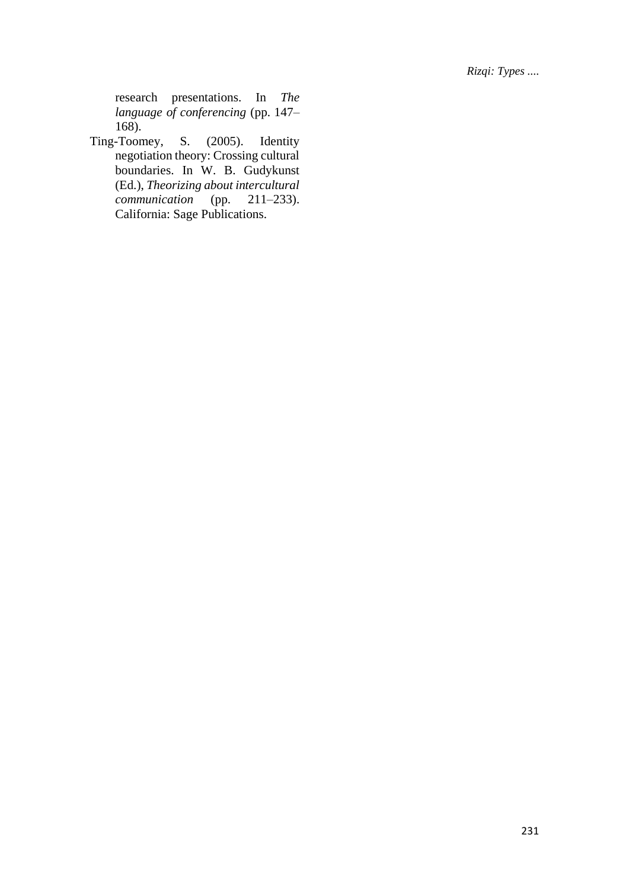research presentations. In *The language of conferencing* (pp. 147–168).

Ting-Toomey, S. (2005). Identity negotiation theory: Crossing cultural boundaries. In W. B. Gudykunst (Ed.), *Theorizing about intercultural communication* (pp. 211–233). California: Sage Publications.